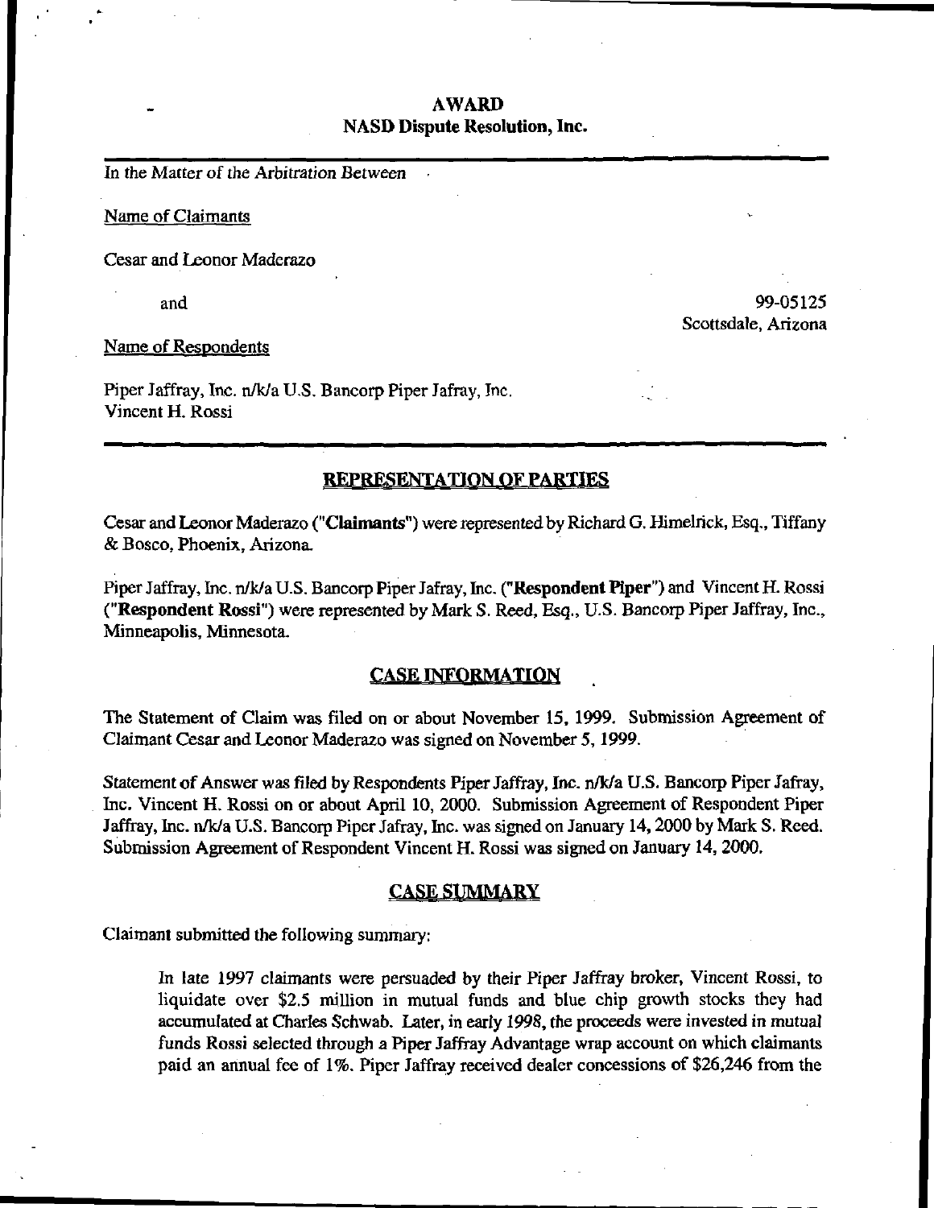# AWARD
## NASD Dispute Resolution, Inc.

In the Matter of the Arbitration Between

Name of Claimants

Cesar and Leonor Maderazo

and

99-05125
Scottsdale, Arizona

Name of Respondents

Piper Jaffray, Inc. n/k/a U.S. Bancorp Piper Jafray, Inc.
Vincent H. Rossi

## REPRESENTATION OF PARTIES

Cesar and Leonor Maderazo ("**Claimants**") were represented by Richard G. Himelrick, Esq., Tiffany & Bosco, Phoenix, Arizona.

Piper Jaffray, Inc. n/k/a U.S. Bancorp Piper Jafray, Inc. ("**Respondent Piper**") and Vincent H. Rossi ("**Respondent Rossi**") were represented by Mark S. Reed, Esq., U.S. Bancorp Piper Jaffray, Inc., Minneapolis, Minnesota.

## CASE INFORMATION

The Statement of Claim was filed on or about November 15, 1999. Submission Agreement of Claimant Cesar and Leonor Maderazo was signed on November 5, 1999.

Statement of Answer was filed by Respondents Piper Jaffray, Inc. n/k/a U.S. Bancorp Piper Jafray, Inc. Vincent H. Rossi on or about April 10, 2000. Submission Agreement of Respondent Piper Jaffray, Inc. n/k/a U.S. Bancorp Piper Jafray, Inc. was signed on January 14, 2000 by Mark S. Reed. Submission Agreement of Respondent Vincent H. Rossi was signed on January 14, 2000.

## CASE SUMMARY

Claimant submitted the following summary:

> In late 1997 claimants were persuaded by their Piper Jaffray broker, Vincent Rossi, to liquidate over $2.5 million in mutual funds and blue chip growth stocks they had accumulated at Charles Schwab. Later, in early 1998, the proceeds were invested in mutual funds Rossi selected through a Piper Jaffray Advantage wrap account on which claimants paid an annual fee of 1%. Piper Jaffray received dealer concessions of $26,246 from the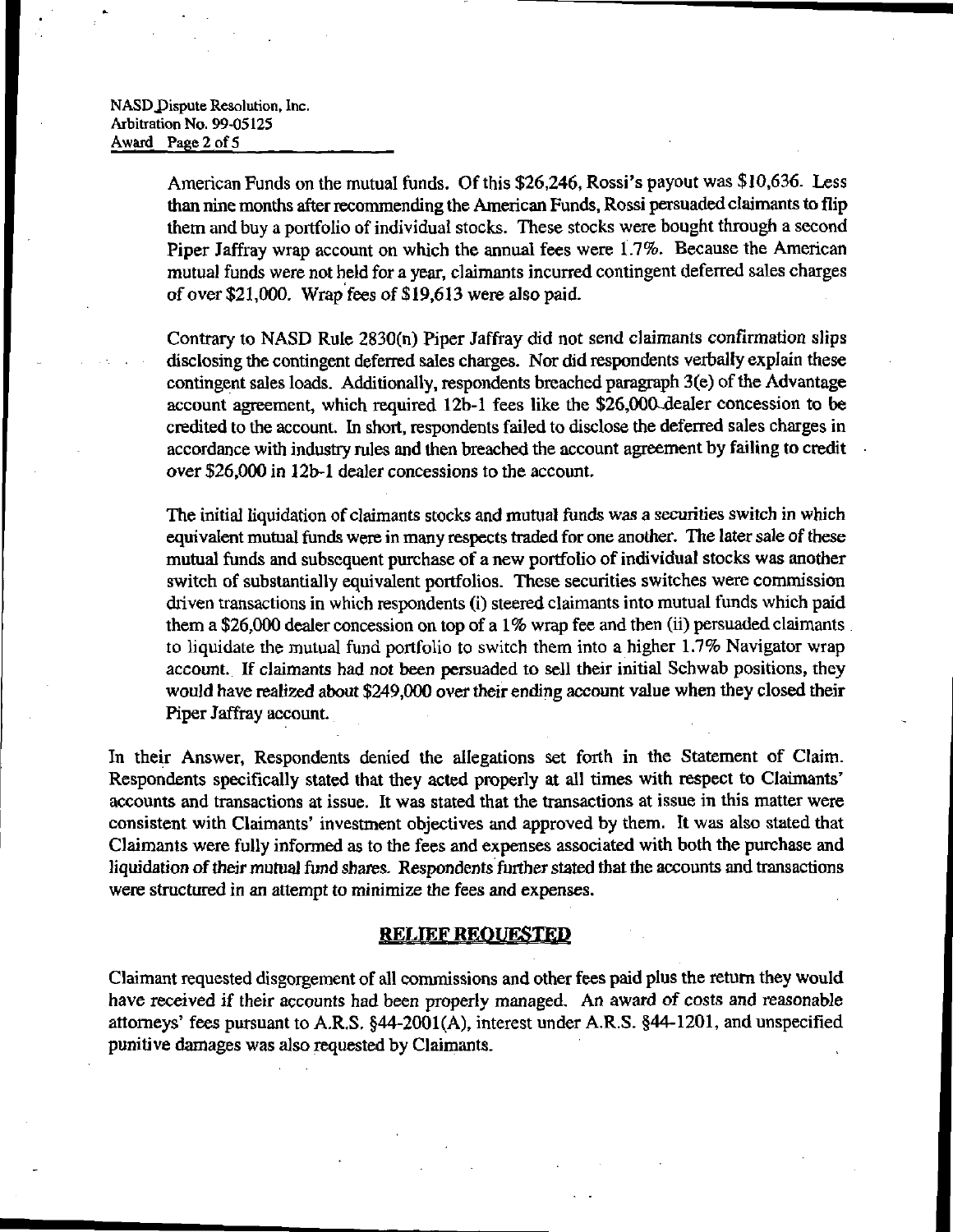American Funds on the mutual funds. Of this $26,246, Rossi's payout was $10,636. Less than nine months after recommending the American Funds, Rossi persuaded claimants to flip them and buy a portfolio of individual stocks. These stocks were bought through a second Piper Jaffray wrap account on which the annual fees were 1.7%. Because the American mutual funds were not held for a year, claimants incurred contingent deferred sales charges of over $21,000. Wrap fees of $19,613 were also paid.

Contrary to NASD Rule 2830(n) Piper Jaffray did not send claimants confirmation slips disclosing the contingent deferred sales charges. Nor did respondents verbally explain these contingent sales loads. Additionally, respondents breached paragraph 3(e) of the Advantage account agreement, which required 12b-1 fees like the $26,000 dealer concession to be credited to the account. In short, respondents failed to disclose the deferred sales charges in accordance with industry rules and then breached the account agreement by failing to credit over $26,000 in 12b-1 dealer concessions to the account.

The initial liquidation of claimants stocks and mutual funds was a securities switch in which equivalent mutual funds were in many respects traded for one another. The later sale of these mutual funds and subsequent purchase of a new portfolio of individual stocks was another switch of substantially equivalent portfolios. These securities switches were commission driven transactions in which respondents (i) steered claimants into mutual funds which paid them a $26,000 dealer concession on top of a 1% wrap fee and then (ii) persuaded claimants to liquidate the mutual fund portfolio to switch them into a higher 1.7% Navigator wrap account. If claimants had not been persuaded to sell their initial Schwab positions, they would have realized about $249,000 over their ending account value when they closed their Piper Jaffray account.

In their Answer, Respondents denied the allegations set forth in the Statement of Claim. Respondents specifically stated that they acted properly at all times with respect to Claimants' accounts and transactions at issue. It was stated that the transactions at issue in this matter were consistent with Claimants' investment objectives and approved by them. It was also stated that Claimants were fully informed as to the fees and expenses associated with both the purchase and liquidation of their mutual fund shares. Respondents further stated that the accounts and transactions were structured in an attempt to minimize the fees and expenses.

## RELIEF REQUESTED

Claimant requested disgorgement of all commissions and other fees paid plus the return they would have received if their accounts had been properly managed. An award of costs and reasonable attorneys' fees pursuant to A.R.S. §44-2001(A), interest under A.R.S. §44-1201, and unspecified punitive damages was also requested by Claimants.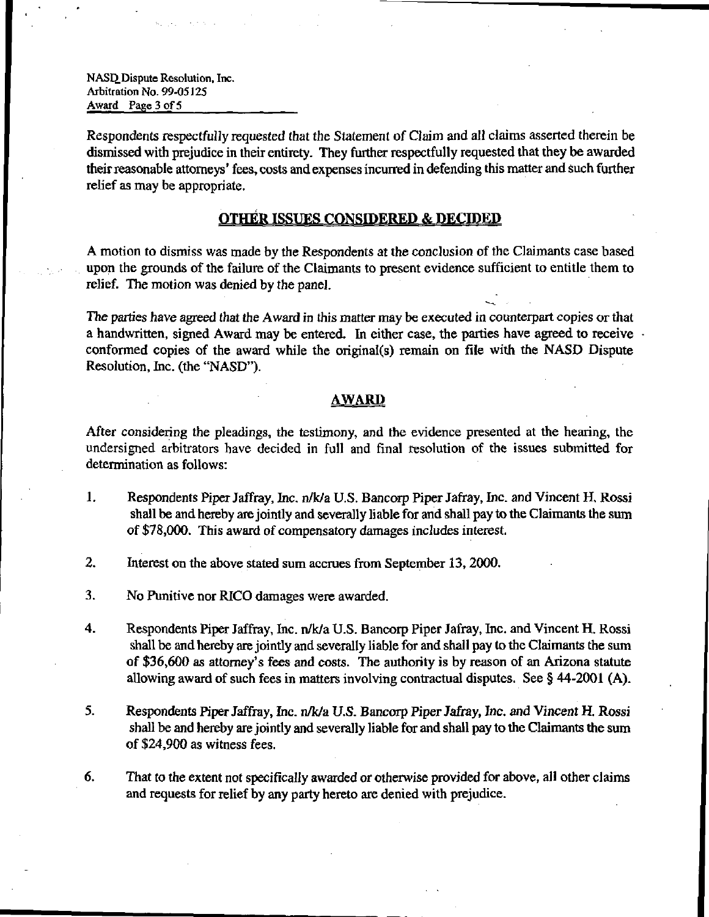Respondents respectfully requested that the Statement of Claim and all claims asserted therein be dismissed with prejudice in their entirety. They further respectfully requested that they be awarded their reasonable attorneys' fees, costs and expenses incurred in defending this matter and such further relief as may be appropriate.

## OTHER ISSUES CONSIDERED & DECIDED

A motion to dismiss was made by the Respondents at the conclusion of the Claimants case based upon the grounds of the failure of the Claimants to present evidence sufficient to entitle them to relief. The motion was denied by the panel.

The parties have agreed that the Award in this matter may be executed in counterpart copies or that a handwritten, signed Award may be entered. In either case, the parties have agreed to receive conformed copies of the award while the original(s) remain on file with the NASD Dispute Resolution, Inc. (the "NASD").

## AWARD

After considering the pleadings, the testimony, and the evidence presented at the hearing, the undersigned arbitrators have decided in full and final resolution of the issues submitted for determination as follows:

1. Respondents Piper Jaffray, Inc. n/k/a U.S. Bancorp Piper Jafray, Inc. and Vincent H. Rossi shall be and hereby are jointly and severally liable for and shall pay to the Claimants the sum of $78,000. This award of compensatory damages includes interest.

2. Interest on the above stated sum accrues from September 13, 2000.

3. No Punitive nor RICO damages were awarded.

4. Respondents Piper Jaffray, Inc. n/k/a U.S. Bancorp Piper Jafray, Inc. and Vincent H. Rossi shall be and hereby are jointly and severally liable for and shall pay to the Claimants the sum of $36,600 as attorney's fees and costs. The authority is by reason of an Arizona statute allowing award of such fees in matters involving contractual disputes. See § 44-2001 (A).

5. Respondents Piper Jaffray, Inc. n/k/a U.S. Bancorp Piper Jafray, Inc. and Vincent H. Rossi shall be and hereby are jointly and severally liable for and shall pay to the Claimants the sum of $24,900 as witness fees.

6. That to the extent not specifically awarded or otherwise provided for above, all other claims and requests for relief by any party hereto are denied with prejudice.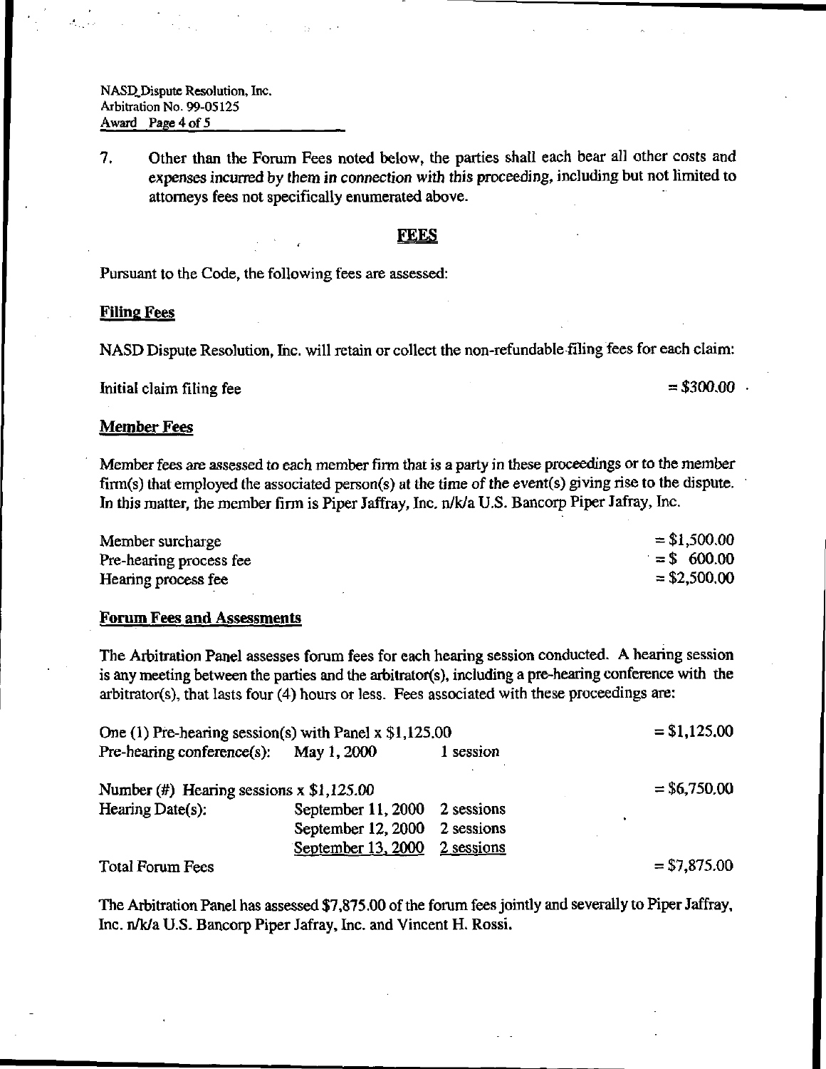7. Other than the Forum Fees noted below, the parties shall each bear all other costs and expenses incurred by them in connection with this proceeding, including but not limited to attorneys fees not specifically enumerated above.

## FEES

Pursuant to the Code, the following fees are assessed:

### Filing Fees

NASD Dispute Resolution, Inc. will retain or collect the non-refundable filing fees for each claim:

| | |
|---|---|
| Initial claim filing fee | = $300.00 |

### Member Fees

Member fees are assessed to each member firm that is a party in these proceedings or to the member firm(s) that employed the associated person(s) at the time of the event(s) giving rise to the dispute. In this matter, the member firm is Piper Jaffray, Inc. n/k/a U.S. Bancorp Piper Jafray, Inc.

| | |
|---|---|
| Member surcharge | = $1,500.00 |
| Pre-hearing process fee | = $ 600.00 |
| Hearing process fee | = $2,500.00 |

### Forum Fees and Assessments

The Arbitration Panel assesses forum fees for each hearing session conducted. A hearing session is any meeting between the parties and the arbitrator(s), including a pre-hearing conference with the arbitrator(s), that lasts four (4) hours or less. Fees associated with these proceedings are:

| | | | |
|---|---|---|---|
| One (1) Pre-hearing session(s) with Panel x $1,125.00 | | | = $1,125.00 |
| Pre-hearing conference(s): | May 1, 2000 | 1 session | |
| Number (#) Hearing sessions x $1,125.00 | | | = $6,750.00 |
| Hearing Date(s): | September 11, 2000 | 2 sessions | |
| | September 12, 2000 | 2 sessions | |
| | September 13, 2000 | 2 sessions | |
| Total Forum Fees | | | = $7,875.00 |

The Arbitration Panel has assessed $7,875.00 of the forum fees jointly and severally to Piper Jaffray, Inc. n/k/a U.S. Bancorp Piper Jafray, Inc. and Vincent H. Rossi.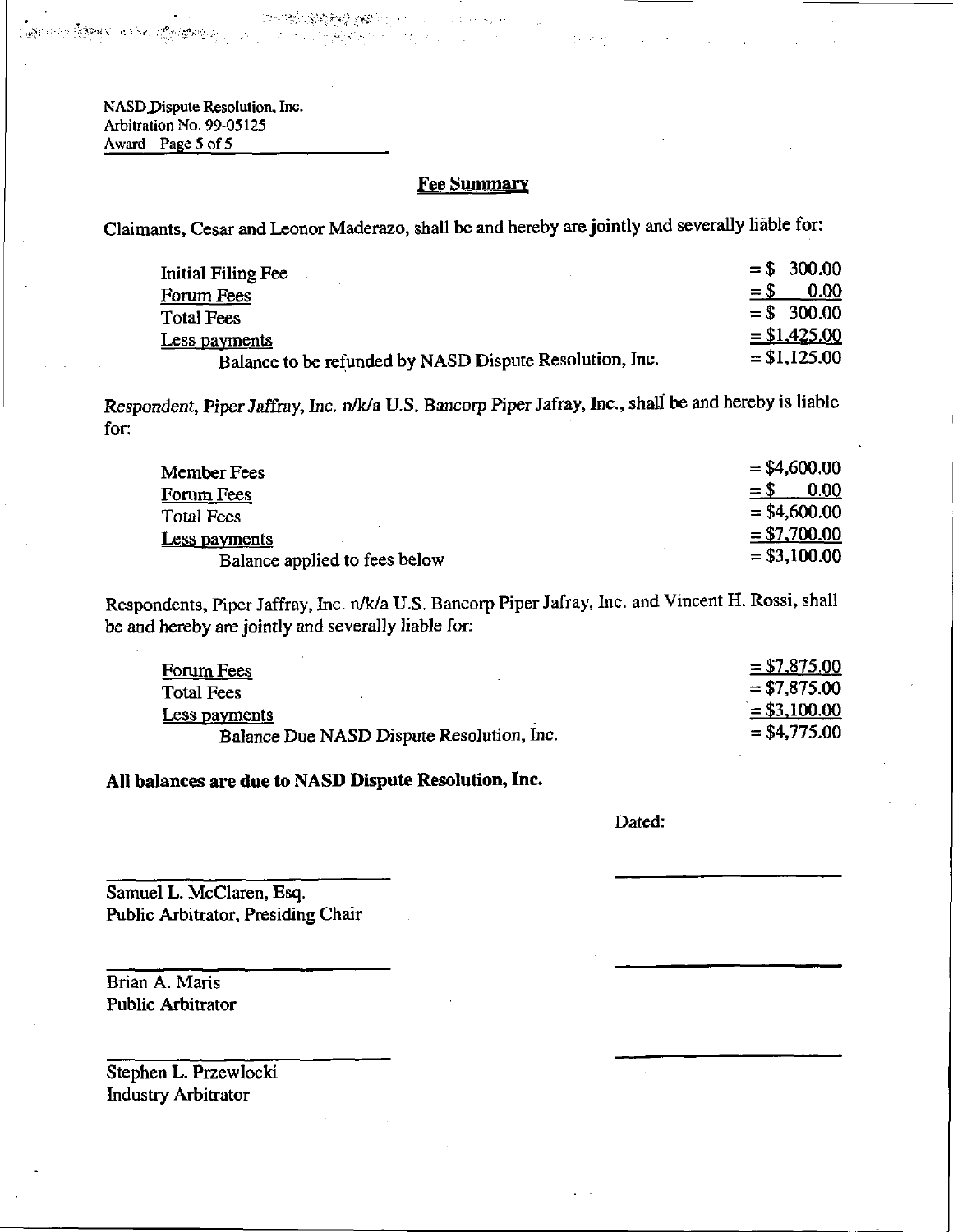NASD Dispute Resolution, Inc.
Arbitration No. 99-05125
Award Page 5 of 5

## Fee Summary

Claimants, Cesar and Leonor Maderazo, shall be and hereby are jointly and severally liable for:

| | |
|---|---|
| Initial Filing Fee | = $ 300.00 |
| Forum Fees | = $ 0.00 |
| Total Fees | = $ 300.00 |
| Less payments | = $1,425.00 |
| Balance to be refunded by NASD Dispute Resolution, Inc. | = $1,125.00 |

*Respondent, Piper Jaffray, Inc. n/k/a U.S. Bancorp Piper Jafray, Inc.*, shall be and hereby is liable for:

| | |
|---|---|
| Member Fees | = $4,600.00 |
| Forum Fees | = $ 0.00 |
| Total Fees | = $4,600.00 |
| Less payments | = $7,700.00 |
| Balance applied to fees below | = $3,100.00 |

Respondents, Piper Jaffray, Inc. n/k/a U.S. Bancorp Piper Jafray, Inc. and Vincent H. Rossi, shall be and hereby are jointly and severally liable for:

| | |
|---|---|
| Forum Fees | = $7,875.00 |
| Total Fees | = $7,875.00 |
| Less payments | = $3,100.00 |
| Balance Due NASD Dispute Resolution, Inc. | = $4,775.00 |

**All balances are due to NASD Dispute Resolution, Inc.**

Dated:

Samuel L. McClaren, Esq.
Public Arbitrator, Presiding Chair

Brian A. Maris
Public Arbitrator

Stephen L. Przewlocki
Industry Arbitrator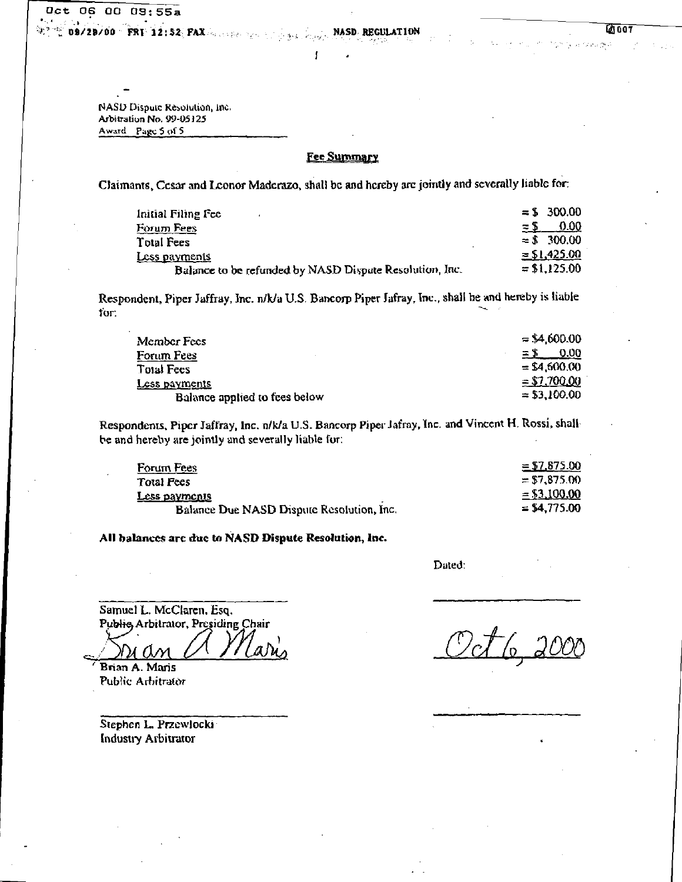NASD Dispute Resolution, Inc.
Arbitration No. 99-05125
Award Page 5 of 5

## Fee Summary

Claimants, Cesar and Leonor Maderazo, shall be and hereby are jointly and severally liable for:

| | |
|---|---|
| Initial Filing Fee | = $ 300.00 |
| Forum Fees | = $ 0.00 |
| Total Fees | = $ 300.00 |
| Less payments | = $1,425.00 |
| Balance to be refunded by NASD Dispute Resolution, Inc. | = $1,125.00 |

Respondent, Piper Jaffray, Inc. n/k/a U.S. Bancorp Piper Jafray, Inc., shall be and hereby is liable for:

| | |
|---|---|
| Member Fees | = $4,600.00 |
| Forum Fees | = $ 0.00 |
| Total Fees | = $4,600.00 |
| Less payments | = $7,700.00 |
| Balance applied to fees below | = $3,100.00 |

Respondents, Piper Jaffray, Inc. n/k/a U.S. Bancorp Piper Jafray, Inc. and Vincent H. Rossi, shall be and hereby are jointly and severally liable for:

| | |
|---|---|
| Forum Fees | = $7,875.00 |
| Total Fees | = $7,875.00 |
| Less payments | = $3,100.00 |
| Balance Due NASD Dispute Resolution, Inc. | = $4,775.00 |

**All balances are due to NASD Dispute Resolution, Inc.**

Dated:

Samuel L. McClaren, Esq.
Public Arbitrator, Presiding Chair

Brian A. Maris
Public Arbitrator

Oct 6, 2000

Stephen L. Przewlocki
Industry Arbitrator